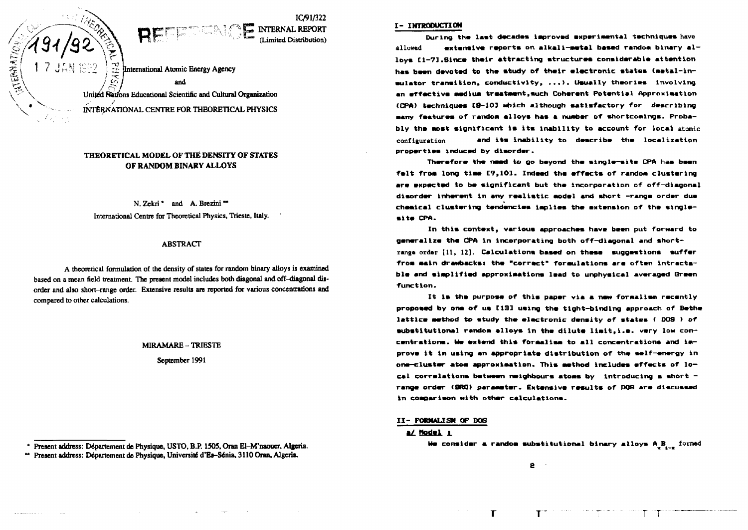IC/91/322
INTERNAL REPORT
(Limited Distribution)

International Atomic Energy Agency
and
United Nations Educational Scientific and Cultural Organization
INTERNATIONAL CENTRE FOR THEORETICAL PHYSICS

# THEORETICAL MODEL OF THE DENSITY OF STATES OF RANDOM BINARY ALLOYS

N. Zekri * and A. Brezini **

International Centre for Theoretical Physics, Trieste, Italy.

## ABSTRACT

A theoretical formulation of the density of states for random binary alloys is examined based on a mean field treatment. The present model includes both diagonal and off-diagonal disorder and also short-range order. Extensive results are reported for various concentrations and compared to other calculations.

MIRAMARE – TRIESTE

September 1991

* Present address: Département de Physique, USTO, B.P. 1505, Oran El-M'naouer, Algeria.

** Present address: Département de Physique, Université d'Es-Sénia, 3110 Oran, Algeria.

## I- INTRODUCTION

During the last decades improved experimental techniques have allowed extensive reports on alkali-metal based random binary alloys [1-7]. Since their attracting structures considerable attention has been devoted to the study of their electronic states (metal-insulator transition, conductivity, ...). Usually theories involving an effective medium treatment, such Coherent Potential Approximation (CPA) techniques [8-10] which although satisfactory for describing many features of random alloys has a number of shortcomings. Probably the most significant is its inability to account for local atomic configuration and its inability to describe the localization properties induced by disorder.

Therefore the need to go beyond the single-site CPA has been felt from long time [9,10]. Indeed the effects of random clustering are expected to be significant but the incorporation of off-diagonal disorder inherent in any realistic model and short -range order due chemical clustering tendencies implies the extension of the single-site CPA.

In this context, various approaches have been put forward to generalize the CPA in incorporating both off-diagonal and short-range order [11, 12]. Calculations based on these suggestions suffer from main drawbacks: the "correct" formulations are often intractable and simplified approximations lead to unphysical averaged Green function.

It is the purpose of this paper via a new formalism recently proposed by one of us [13] using the tight-binding approach of Bethe lattice method to study the electronic density of states ( DOS ) of substitutional random alloys in the dilute limit, i.e. very low concentrations. We extend this formalism to all concentrations and improve it in using an appropriate distribution of the self-energy in one-cluster atom approximation. This method includes effects of local correlations between neighbours atoms by introducing a short - range order (SRO) parameter. Extensive results of DOS are discussed in comparison with other calculations.

## II- FORMALISM OF DOS

### a/ Model 1

We consider a random substitutional binary alloys $A_x B_{1-x}$ formed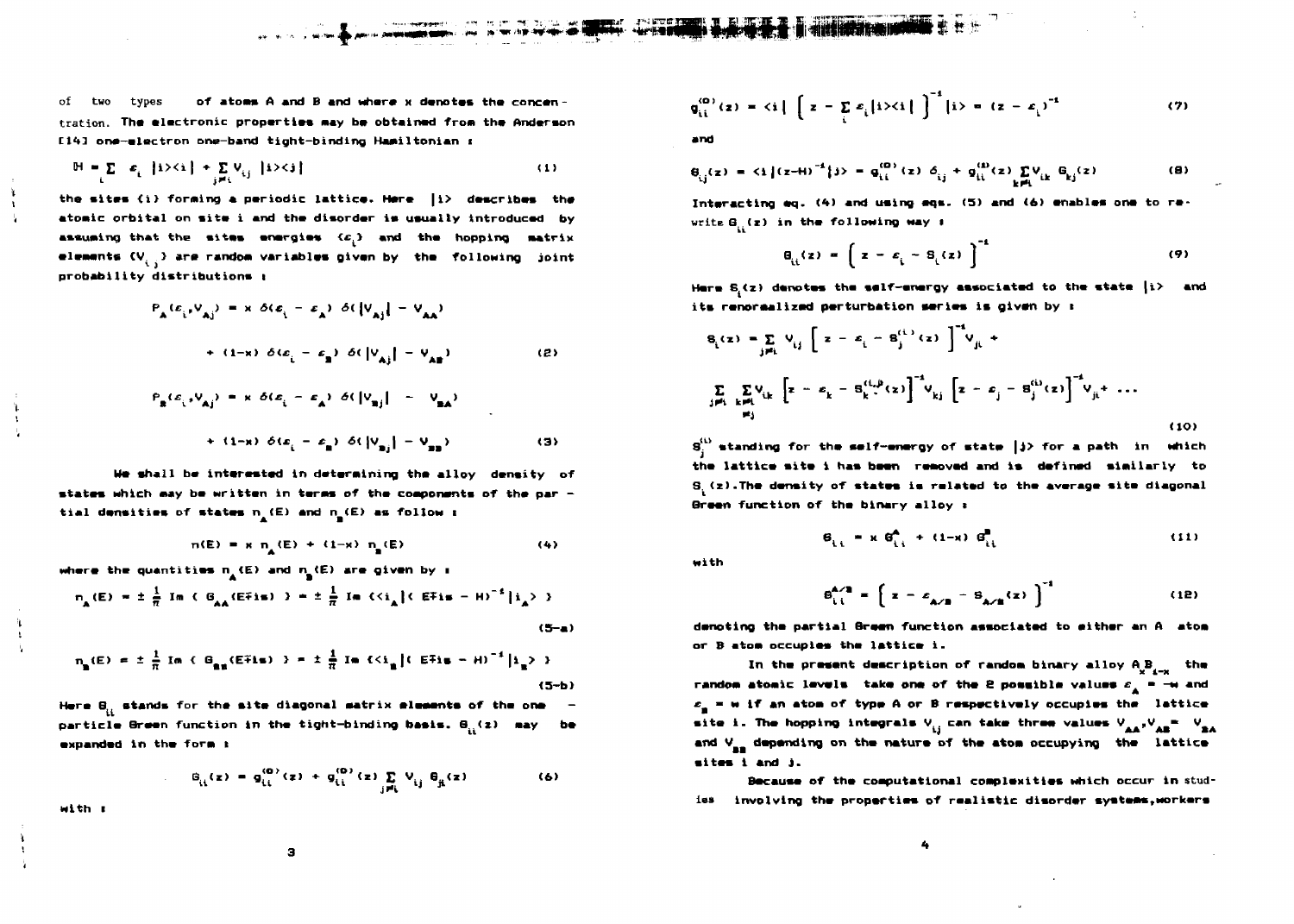of two types of atoms A and B and where x denotes the concentration. The electronic properties may be obtained from the Anderson [14] one-electron one-band tight-binding Hamiltonian :

$$H = \sum_i \varepsilon_i \, |i\rangle\langle i| + \sum_{j\neq i} V_{ij} \, |i\rangle\langle j| \tag{1}$$

the sites (i) forming a periodic lattice. Here $|i\rangle$ describes the atomic orbital on site i and the disorder is usually introduced by assuming that the sites energies $(\varepsilon_i)$ and the hopping matrix elements $(V_{ij})$ are random variables given by the following joint probability distributions :

$$P_A(\varepsilon_i, V_{Aj}) = x \; \delta(\varepsilon_i - \varepsilon_A) \; \delta(|V_{Aj}| - V_{AA})$$

$$+ \; (1-x) \; \delta(\varepsilon_i - \varepsilon_B) \; \delta(|V_{Aj}| - V_{AB}) \tag{2}$$

$$P_B(\varepsilon_i, V_{Aj}) = x \; \delta(\varepsilon_i - \varepsilon_A) \; \delta(|V_{Bj}| - V_{BA})$$

$$+ \; (1-x) \; \delta(\varepsilon_i - \varepsilon_B) \; \delta(|V_{Bj}| - V_{BB}) \tag{3}$$

We shall be interested in determining the alloy density of states which may be written in terms of the components of the partial densities of states $n_A(E)$ and $n_B(E)$ as follow :

$$n(E) = x \; n_A(E) + (1-x) \; n_B(E) \tag{4}$$

where the quantities $n_A(E)$ and $n_B(E)$ are given by :

$$n_A(E) = \pm \frac{1}{\pi} \, \mathrm{Im} \; ( \, G_{AA}(E \mp i\varepsilon) \, ) = \pm \frac{1}{\pi} \, \mathrm{Im} \; ( \langle i_A | ( E \mp i\varepsilon - H)^{-1} | i_A \rangle \; ) \tag{5-a}$$

$$n_B(E) = \pm \frac{1}{\pi} \, \mathrm{Im} \; ( \, G_{BB}(E \mp i\varepsilon) \, ) = \pm \frac{1}{\pi} \, \mathrm{Im} \; ( \langle i_B | ( E \mp i\varepsilon - H)^{-1} | i_B \rangle \; ) \tag{5-b}$$

Here $G_{ii}$ stands for the site diagonal matrix elements of the one-particle Green function in the tight-binding basis. $G_{ii}(z)$ may be expanded in the form :

$$G_{ii}(z) = g^{(0)}_{ii}(z) + g^{(0)}_{ii}(z) \sum_{j\neq i} V_{ij} \; G_{ji}(z) \tag{6}$$

with :

$$g^{(0)}_{ii}(z) = \langle i | \left[ z - \sum_i \varepsilon_i |i\rangle\langle i| \right]^{-1} |i\rangle = (z - \varepsilon_i)^{-1} \tag{7}$$

and

$$G_{ij}(z) = \langle i | (z-H)^{-1} | j \rangle = g^{(0)}_{ii}(z) \; \delta_{ij} + g^{(0)}_{ii}(z) \sum_{k\neq i} V_{ik} \; G_{kj}(z) \tag{8}$$

Interacting eq. (4) and using eqs. (5) and (6) enables one to rewrite $G_{ii}(z)$ in the following way :

$$G_{ii}(z) = \left[ z - \varepsilon_i - S_i(z) \right]^{-1} \tag{9}$$

Here $S_i(z)$ denotes the self-energy associated to the state $|i\rangle$ and its renormalized perturbation series is given by :

$$S_i(z) = \sum_{j\neq i} V_{ij} \left[ z - \varepsilon_i - S^{(i)}_j(z) \right]^{-1} V_{ji} \; +$$

$$\sum_{j\neq i} \sum_{\substack{k\neq i \\ \neq j}} V_{ik} \left[ z - \varepsilon_k - S^{(i,j)}_k(z) \right]^{-1} V_{kj} \left[ z - \varepsilon_j - S^{(i)}_j(z) \right]^{-1} V_{ji} + \; \ldots \tag{10}$$

$S^{(i)}_j$ standing for the self-energy of state $|j\rangle$ for a path in which the lattice site i has been removed and is defined similarly to $S_i(z)$. The density of states is related to the average site diagonal Green function of the binary alloy :

$$G_{ii} = x \; G^A_{ii} + (1-x) \; G^B_{ii} \tag{11}$$

with

$$G^{A/B}_{ii} = \left[ z - \varepsilon_{A/B} - S_{A/B}(z) \right]^{-1} \tag{12}$$

denoting the partial Green function associated to either an A atom or B atom occupies the lattice i.

In the present description of random binary alloy $A_xB_{1-x}$ the random atomic levels take one of the 2 possible values $\varepsilon_A = -w$ and $\varepsilon_B = w$ if an atom of type A or B respectively occupies the lattice site i. The hopping integrals $V_{ij}$ can take three values $V_{AA}$, $V_{AB} = V_{BA}$ and $V_{BB}$ depending on the nature of the atom occupying the lattice sites i and j.

Because of the computational complexities which occur in studies involving the properties of realistic disorder systems, workers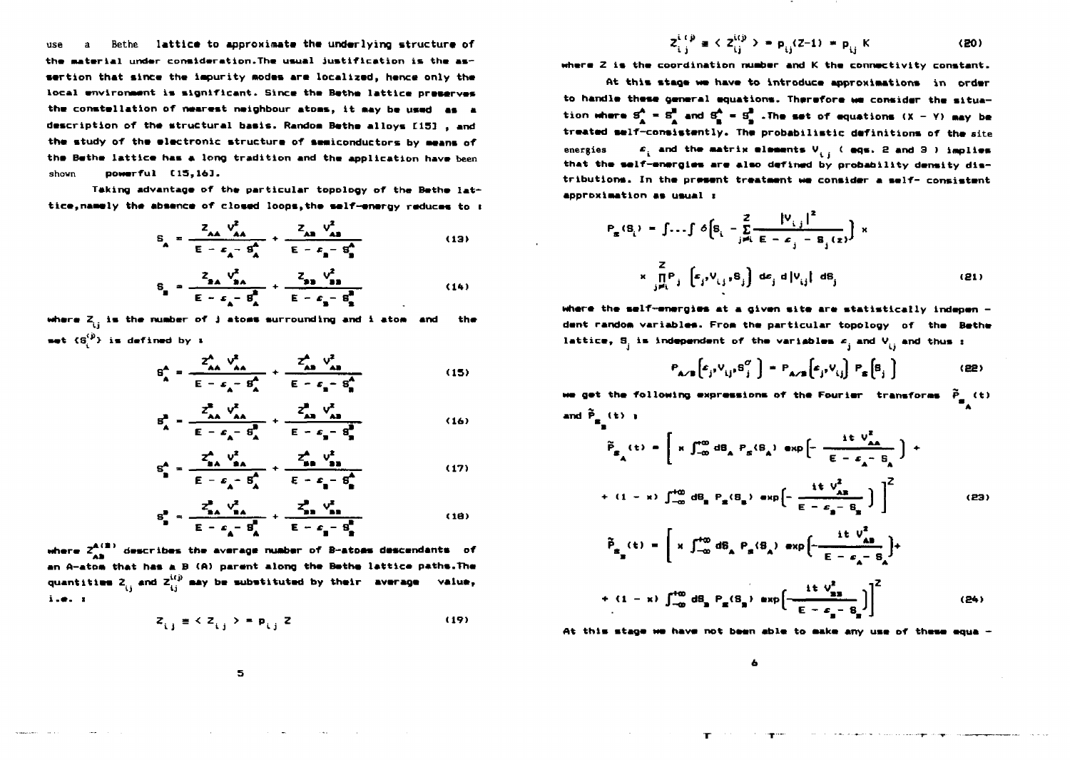use a Bethe lattice to approximate the underlying structure of the material under consideration. The usual justification is the assertion that since the impurity modes are localized, hence only the local environment is significant. Since the Bethe lattice preserves the constellation of nearest neighbour atoms, it may be used as a description of the structural basis. Random Bethe alloys [15], and the study of the electronic structure of semiconductors by means of the Bethe lattice has a long tradition and the application have been shown powerful [15,16].

Taking advantage of the particular topology of the Bethe lattice, namely the absence of closed loops, the self-energy reduces to :

$$S_A = \frac{Z_{AA}\, V_{AA}^2}{E - \varepsilon_A - S_A^A} + \frac{Z_{AB}\, V_{AB}^2}{E - \varepsilon_B - S_B^A} \tag{13}$$

$$S_B = \frac{Z_{BA}\, V_{BA}^2}{E - \varepsilon_A - S_A^B} + \frac{Z_{BB}\, V_{BB}^2}{E - \varepsilon_B - S_B^B} \tag{14}$$

where $Z_{ij}$ is the number of j atoms surrounding and i atom and the set $(S_i^{(j)})$ is defined by :

$$S_A^A = \frac{Z_{AA}^A\, V_{AA}^2}{E - \varepsilon_A - S_A^A} + \frac{Z_{AB}^A\, V_{AB}^2}{E - \varepsilon_B - S_B^A} \tag{15}$$

$$S_A^B = \frac{Z_{AA}^B\, V_{AA}^2}{E - \varepsilon_A - S_A^B} + \frac{Z_{AB}^B\, V_{AB}^2}{E - \varepsilon_B - S_B^B} \tag{16}$$

$$S_B^A = \frac{Z_{BA}^A\, V_{BA}^2}{E - \varepsilon_A - S_A^A} + \frac{Z_{BB}^A\, V_{BB}^2}{E - \varepsilon_B - S_B^A} \tag{17}$$

$$S_B^B = \frac{Z_{BA}^B\, V_{BA}^2}{E - \varepsilon_A - S_A^B} + \frac{Z_{BB}^B\, V_{BB}^2}{E - \varepsilon_B - S_B^B} \tag{18}$$

where $Z_{AB}^{A(B)}$ describes the average number of B-atoms descendants of an A-atom that has a B (A) parent along the Bethe lattice paths. The quantities $Z_{ij}$ and $Z_{ij}^{i(j)}$ may be substituted by their average value, i.e. :

$$Z_{ij} \equiv \langle Z_{ij} \rangle = p_{ij}\, Z \tag{19}$$

$$Z_{ij}^{i(j)} \equiv \langle Z_{ij}^{i(j)} \rangle = p_{ij}(Z-1) = p_{ij}\, K \tag{20}$$

where Z is the coordination number and K the connectivity constant.

At this stage we have to introduce approximations in order to handle these general equations. Therefore we consider the situation where $S_A^A = S_A^B$ and $S_B^A = S_B^B$. The set of equations (X – Y) may be treated self-consistently. The probabilistic definitions of the site energies $\varepsilon_i$ and the matrix elements $V_{ij}$ ( eqs. 2 and 3 ) implies that the self-energies are also defined by probability density distributions. In the present treatment we consider a self-consistent approximation as usual :

$$P_S(S_i) = \int \dots \int \delta\left[S_i - \sum_{j\neq i}^{Z} \frac{|V_{ij}|^2}{E - \varepsilon_j - S_j(z)}\right] \times \prod_{j\neq i}^{Z} P_j\left[\varepsilon_j, V_{ij}, S_j\right] d\varepsilon_j\, d|V_{ij}|\, dS_j \tag{21}$$

where the self-energies at a given site are statistically independent random variables. From the particular topology of the Bethe lattice, $S_j$ is independent of the variables $\varepsilon_j$ and $V_{ij}$ and thus :

$$P_{A/B}\left[\varepsilon_j, V_{ij}, S_j^{\sigma}\right] = P_{A/B}\left[\varepsilon_j, V_{ij}\right] P_S\left[S_j\right] \tag{22}$$

we get the following expressions of the Fourier transforms $\tilde{P}_{S_A}(t)$ and $\tilde{P}_{S_B}(t)$ :

$$\tilde{P}_{S_A}(t) = \left[ x \int_{-\infty}^{+\infty} dS_A\, P_S(S_A) \exp\left(-\frac{it\, V_{AA}^2}{E - \varepsilon_A - S_A}\right) + (1-x) \int_{-\infty}^{+\infty} dS_B\, P_S(S_B) \exp\left(-\frac{it\, V_{AB}^2}{E - \varepsilon_B - S_B}\right) \right]^Z \tag{23}$$

$$\tilde{P}_{S_B}(t) = \left[ x \int_{-\infty}^{+\infty} dS_A\, P_S(S_A) \exp\left(-\frac{it\, V_{AB}^2}{E - \varepsilon_A - S_A}\right) + (1-x) \int_{-\infty}^{+\infty} dS_B\, P_S(S_B) \exp\left(-\frac{it\, V_{BB}^2}{E - \varepsilon_B - S_B}\right) \right]^Z \tag{24}$$

At this stage we have not been able to make any use of these equa -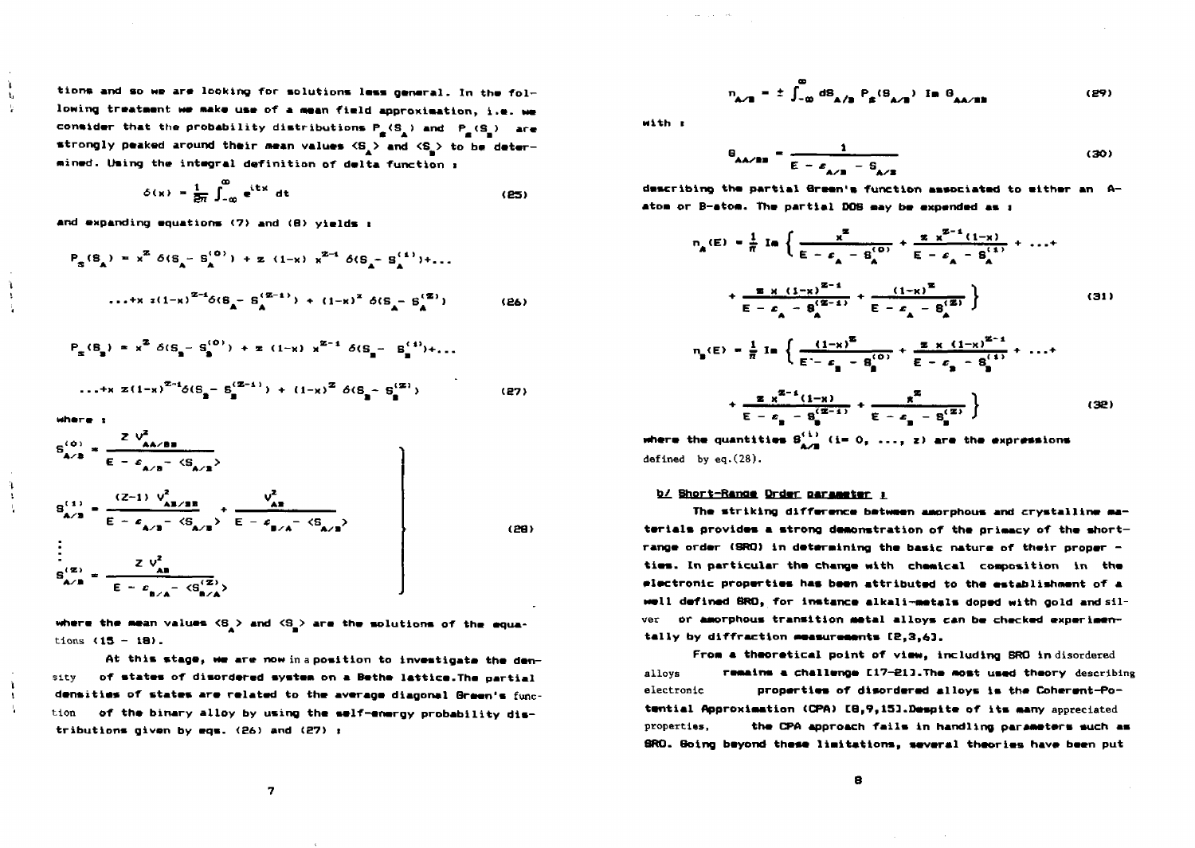tions and so we are looking for solutions less general. In the following treatment we make use of a mean field approximation, i.e. we consider that the probability distributions $P_z(S_A)$ and $P_z(S_B)$ are strongly peaked around their mean values $\langle S_A\rangle$ and $\langle S_B\rangle$ to be determined. Using the integral definition of delta function :

$$\delta(x) = \frac{1}{2\pi}\int_{-\infty}^{\infty} e^{itx}\, dt \tag{25}$$

and expanding equations (7) and (8) yields :

$$P_z(S_A) = x^Z\,\delta(S_A - S_A^{(0)}) + z\,(1-x)\,x^{Z-1}\,\delta(S_A - S_A^{(1)}) + \dots$$

$$\dots + x\,z(1-x)^{Z-1}\delta(S_A - S_A^{(Z-1)}) + (1-x)^Z\,\delta(S_A - S_A^{(Z)}) \tag{26}$$

$$P_z(S_B) = x^Z\,\delta(S_B - S_B^{(0)}) + z\,(1-x)\,x^{Z-1}\,\delta(S_B - S_B^{(1)}) + \dots$$

$$\dots + x\,z(1-x)^{Z-1}\delta(S_B - S_B^{(Z-1)}) + (1-x)^Z\,\delta(S_B - S_B^{(Z)}) \tag{27}$$

where :

$$\left.\begin{aligned}
S_{A/B}^{(0)} &= \frac{Z\,V^2_{AA/BB}}{E - \varepsilon_{A/B} - \langle S_{A/B}\rangle} \\
S_{A/B}^{(1)} &= \frac{(Z-1)\,V^2_{AB/BB}}{E - \varepsilon_{A/B} - \langle S_{A/B}\rangle} + \frac{V^2_{AB}}{E - \varepsilon_{B/A} - \langle S_{A/B}\rangle} \\
&\ \ \vdots \\
S_{A/B}^{(Z)} &= \frac{Z\,V^2_{AB}}{E - \varepsilon_{B/A} - \langle S^{(Z)}_{B/A}\rangle}
\end{aligned}\right\} \tag{28}$$

where the mean values $\langle S_A\rangle$ and $\langle S_B\rangle$ are the solutions of the equations (15 - 18).

At this stage, we are now in a position to investigate the density of states of disordered system on a Bethe lattice. The partial densities of states are related to the average diagonal Green's function of the binary alloy by using the self-energy probability distributions given by eqs. (26) and (27) :

$$n_{A/B} = \pm\int_{-\infty}^{\infty} dS_{A/B}\, P_z(S_{A/B})\ \mathrm{Im}\ G_{AA/BB} \tag{29}$$

with :

$$G_{AA/BB} = \frac{1}{E - \varepsilon_{A/B} - S_{A/B}} \tag{30}$$

describing the partial Green's function associated to either an A-atom or B-atom. The partial DOS may be expanded as :

$$n_A(E) = \frac{1}{\pi}\,\mathrm{Im}\left\{ \frac{x^Z}{E - \varepsilon_A - S_A^{(0)}} + \frac{z\,x^{Z-1}(1-x)}{E - \varepsilon_A - S_A^{(1)}} + \dots + \frac{z\,x\,(1-x)^{Z-1}}{E - \varepsilon_A - S_A^{(Z-1)}} + \frac{(1-x)^Z}{E - \varepsilon_A - S_A^{(Z)}} \right\} \tag{31}$$

$$n_B(E) = \frac{1}{\pi}\,\mathrm{Im}\left\{ \frac{(1-x)^Z}{E - \varepsilon_B - S_B^{(0)}} + \frac{z\,x\,(1-x)^{Z-1}}{E - \varepsilon_B - S_B^{(1)}} + \dots + \frac{z\,x^{Z-1}(1-x)}{E - \varepsilon_B - S_B^{(Z-1)}} + \frac{x^Z}{E - \varepsilon_B - S_B^{(Z)}} \right\} \tag{32}$$

where the quantities $S_{A/B}^{(i)}$ ($i = 0, \dots, z$) are the expressions defined by eq.(28).

### b/ Short-Range Order parameter :

The striking difference between amorphous and crystalline materials provides a strong demonstration of the primacy of the short-range order (SRO) in determining the basic nature of their properties. In particular the change with chemical composition in the electronic properties has been attributed to the establishment of a well defined SRO, for instance alkali-metals doped with gold and silver or amorphous transition metal alloys can be checked experimentally by diffraction measurements [2,3,6].

From a theoretical point of view, including SRO in disordered alloys remains a challenge [17-21]. The most used theory describing electronic properties of disordered alloys is the Coherent-Potential Approximation (CPA) [8,9,15]. Despite of its many appreciated properties, the CPA approach fails in handling parameters such as SRO. Going beyond these limitations, several theories have been put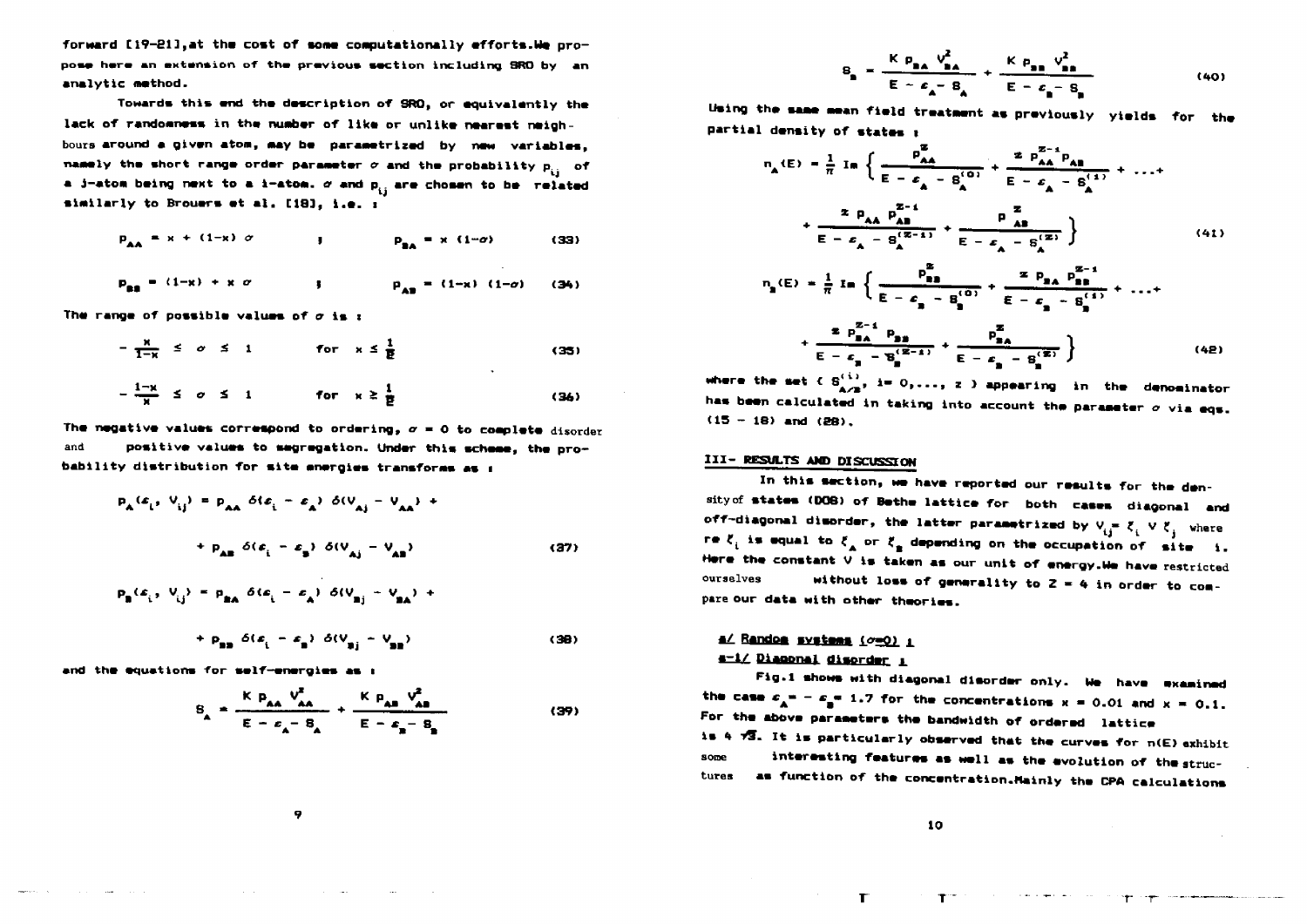forward [19-21],at the cost of some computationally efforts.We propose here an extension of the previous section including SRO by an analytic method.

Towards this end the description of SRO, or equivalently the lack of randomness in the number of like or unlike nearest neighbours around a given atom, may be parametrized by new variables, namely the short range order parameter $\sigma$ and the probability $p_{ij}$ of a j-atom being next to a i-atom. $\sigma$ and $p_{ij}$ are chosen to be related similarly to Brouers et al. [18], i.e. :

$$p_{AA} = x + (1-x)\,\sigma \quad ; \quad p_{BA} = x\,(1-\sigma) \tag{33}$$

$$p_{BB} = (1-x) + x\,\sigma \quad ; \quad p_{AB} = (1-x)\,(1-\sigma) \tag{34}$$

The range of possible values of $\sigma$ is :

$$-\frac{x}{1-x} \le \sigma \le 1 \qquad \text{for} \quad x \le \frac{1}{2} \tag{35}$$

$$-\frac{1-x}{x} \le \sigma \le 1 \qquad \text{for} \quad x \ge \frac{1}{2} \tag{36}$$

The negative values correspond to ordering, $\sigma = 0$ to complete disorder and positive values to segregation. Under this scheme, the probability distribution for site energies transforms as :

$$P_A(\varepsilon_i, V_{ij}) = p_{AA}\,\delta(\varepsilon_i - \varepsilon_A)\,\delta(V_{Aj} - V_{AA}) + p_{AB}\,\delta(\varepsilon_i - \varepsilon_B)\,\delta(V_{Aj} - V_{AB}) \tag{37}$$

$$P_B(\varepsilon_i, V_{ij}) = p_{BA}\,\delta(\varepsilon_i - \varepsilon_A)\,\delta(V_{Bj} - V_{BA}) + p_{BB}\,\delta(\varepsilon_i - \varepsilon_B)\,\delta(V_{Bj} - V_{BB}) \tag{38}$$

and the equations for self-energies as :

$$S_A = \frac{K\,p_{AA}\,V_{AA}^2}{E - \varepsilon_A - S_A} + \frac{K\,p_{AB}\,V_{AB}^2}{E - \varepsilon_B - S_B} \tag{39}$$

$$S_B = \frac{K\,p_{BA}\,V_{BA}^2}{E - \varepsilon_A - S_A} + \frac{K\,p_{BB}\,V_{BB}^2}{E - \varepsilon_B - S_B} \tag{40}$$

Using the same mean field treatment as previously yields for the partial density of states :

$$n_A(E) = \frac{1}{\pi}\,\mathrm{Im}\left\{ \frac{p_{AA}^{z}}{E - \varepsilon_A - S_A^{(0)}} + \frac{z\,p_{AA}^{z-1}\,p_{AB}}{E - \varepsilon_A - S_A^{(1)}} + \dots + \frac{z\,p_{AA}\,p_{AB}^{z-1}}{E - \varepsilon_A - S_A^{(z-1)}} + \frac{p_{AB}^{z}}{E - \varepsilon_A - S_A^{(z)}} \right\} \tag{41}$$

$$n_B(E) = \frac{1}{\pi}\,\mathrm{Im}\left\{ \frac{p_{BB}^{z}}{E - \varepsilon_B - S_B^{(0)}} + \frac{z\,p_{BA}\,p_{BB}^{z-1}}{E - \varepsilon_B - S_B^{(1)}} + \dots + \frac{z\,p_{BA}^{z-1}\,p_{BB}}{E - \varepsilon_B - S_B^{(z-1)}} + \frac{p_{BA}^{z}}{E - \varepsilon_B - S_B^{(z)}} \right\} \tag{42}$$

where the set ( $S_{A/B}^{(i)}$, i= 0,..., z ) appearing in the denominator has been calculated in taking into account the parameter $\sigma$ via eqs. (15 - 18) and (28).

## III- RESULTS AND DISCUSSION

In this section, we have reported our results for the density of states (DOS) of Bethe lattice for both cases diagonal and off-diagonal disorder, the latter parametrized by $V_{ij} = \xi_i\, V\, \xi_j$ where $\xi_i$ is equal to $\xi_A$ or $\xi_B$ depending on the occupation of site i. Here the constant V is taken as our unit of energy.We have restricted ourselves without loss of generality to Z = 4 in order to compare our data with other theories.

### a/ Random systems ($\sigma$=0) :

#### a-1/ Diagonal disorder :

Fig.1 shows with diagonal disorder only. We have examined the case $\varepsilon_A = -\varepsilon_B = 1.7$ for the concentrations x = 0.01 and x = 0.1. For the above parameters the bandwidth of ordered lattice is $4\sqrt{3}$. It is particularly observed that the curves for n(E) exhibit some interesting features as well as the evolution of the structures as function of the concentration.Mainly the CPA calculations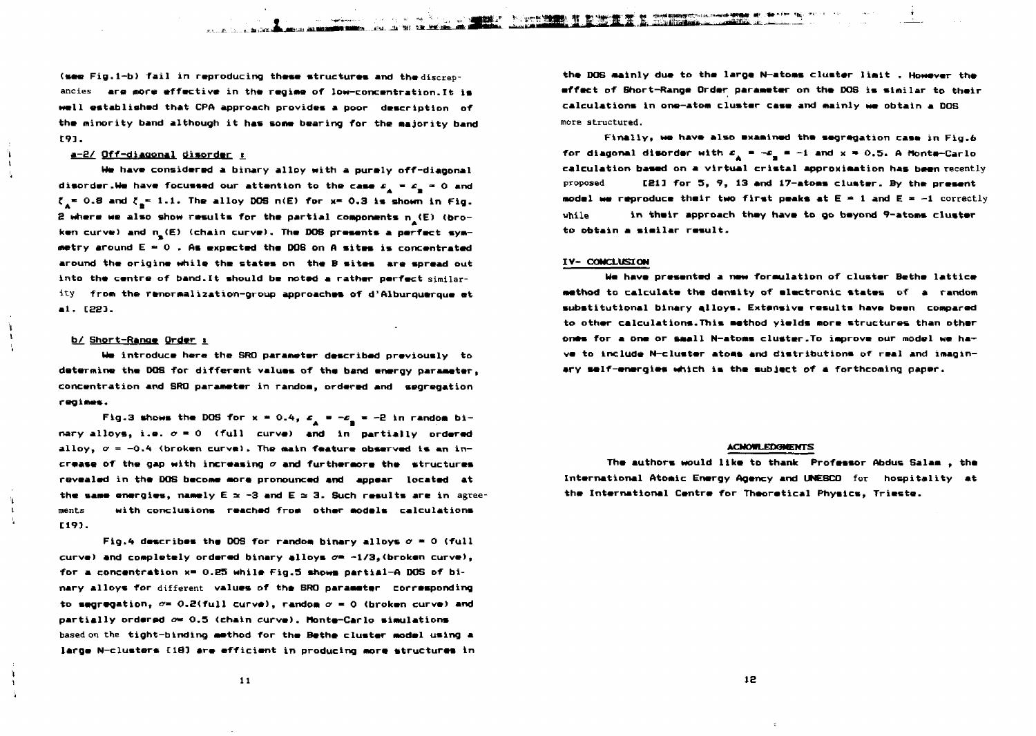(see Fig.1-b) fail in reproducing these structures and the discrepancies are more effective in the regime of low-concentration. It is well established that CPA approach provides a poor description of the minority band although it has some bearing for the majority band [9].

### a-2/ Off-diagonal disorder :

We have considered a binary alloy with a purely off-diagonal disorder. We have focussed our attention to the case $\varepsilon_A = \varepsilon_B = 0$ and $\zeta_A = 0.8$ and $\zeta_B = 1.1$. The alloy DOS n(E) for x= 0.3 is shown in Fig. 2 where we also show results for the partial components $n_A(E)$ (broken curve) and $n_B(E)$ (chain curve). The DOS presents a perfect symmetry around E = 0 . As expected the DOS on A sites is concentrated around the origine while the states on the B sites are spread out into the centre of band. It should be noted a rather perfect similarity from the renormalization-group approaches of d'Alburquerque et al. [22].

### b/ Short-Range Order :

We introduce here the SRO parameter described previously to determine the DOS for different values of the band energy parameter, concentration and SRO parameter in random, ordered and segregation regimes.

Fig.3 shows the DOS for x = 0.4, $\varepsilon_A = -\varepsilon_B = -2$ in random binary alloys, i.e. $\sigma = 0$ (full curve) and in partially ordered alloy, $\sigma = -0.4$ (broken curve). The main feature observed is an increase of the gap with increasing $\sigma$ and furthermore the structures revealed in the DOS become more pronounced and appear located at the same energies, namely $E \simeq -3$ and $E \simeq 3$. Such results are in agreements with conclusions reached from other models calculations [19].

Fig.4 describes the DOS for random binary alloys $\sigma = 0$ (full curve) and completely ordered binary alloys $\sigma = -1/3$, (broken curve), for a concentration x= 0.25 while Fig.5 shows partial-A DOS of binary alloys for different values of the SRO parameter corresponding to segregation, $\sigma = 0.2$(full curve), random $\sigma = 0$ (broken curve) and partially ordered $\sigma = 0.5$ (chain curve). Monte-Carlo simulations based on the tight-binding method for the Bethe cluster model using a large N-clusters [18] are efficient in producing more structures in the DOS mainly due to the large N-atoms cluster limit . However the effect of Short-Range Order parameter on the DOS is similar to their calculations in one-atom cluster case and mainly we obtain a DOS more structured.

Finally, we have also examined the segregation case in Fig.6 for diagonal disorder with $\varepsilon_A = -\varepsilon_B = -1$ and x = 0.5. A Monte-Carlo calculation based on a virtual cristal approximation has been recently proposed [21] for 5, 9, 13 and 17-atoms cluster. By the present model we reproduce their two first peaks at E = 1 and E = -1 correctly while in their approach they have to go beyond 9-atoms cluster to obtain a similar result.

## IV- CONCLUSION

We have presented a new formulation of cluster Bethe lattice method to calculate the density of electronic states of a random substitutional binary alloys. Extensive results have been compared to other calculations. This method yields more structures than other ones for a one or small N-atoms cluster. To improve our model we have to include N-cluster atoms and distributions of real and imaginary self-energies which is the subject of a forthcoming paper.

## ACKNOWLEDGMENTS

The authors would like to thank Professor Abdus Salam , the International Atomic Energy Agency and UNESCO for hospitality at the International Centre for Theoretical Physics, Trieste.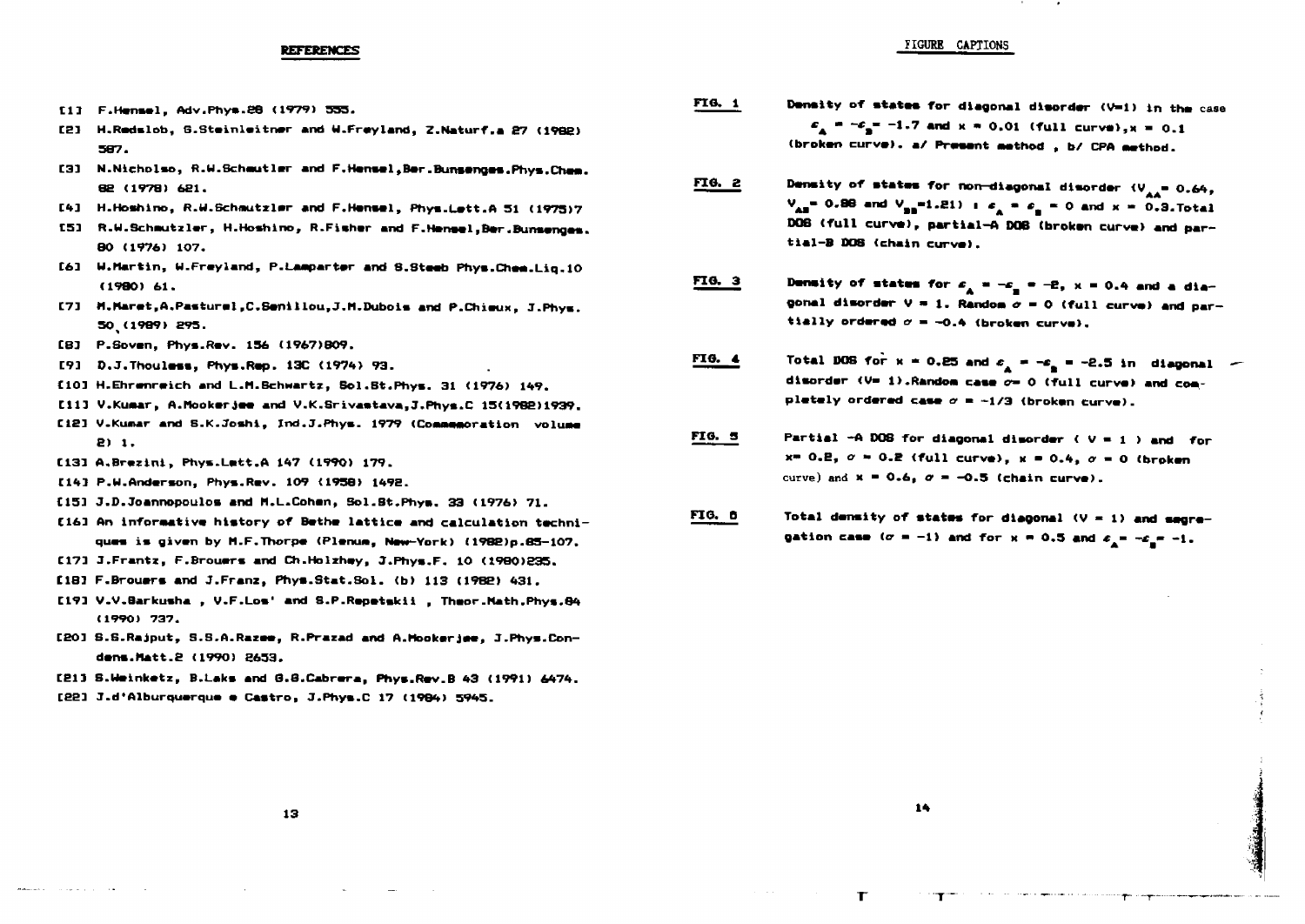## REFERENCES

[1] F.Hensel, Adv.Phys.28 (1979) 555.

[2] H.Redslob, G.Steinleitner and W.Freyland, Z.Naturf.a 27 (1982) 587.

[3] N.Nicholso, R.W.Schmutler and F.Hensel,Ber.Bunsenges.Phys.Chem. 82 (1978) 621.

[4] H.Hoshino, R.W.Schmutzler and F.Hensel, Phys.Lett.A 51 (1975)7

[5] R.W.Schmutzler, H.Hoshino, R.Fisher and F.Hensel,Ber.Bunsenges. 80 (1976) 107.

[6] W.Martin, W.Freyland, P.Lamparter and S.Steeb Phys.Chem.Liq.10 (1980) 61.

[7] M.Maret,A.Pasturel,C.Senillou,J.M.Dubois and P.Chieux, J.Phys. 50 (1989) 295.

[8] P.Soven, Phys.Rev. 156 (1967)809.

[9] D.J.Thouless, Phys.Rep. 13C (1974) 93.

[10] H.Ehrenreich and L.M.Schwartz, Sol.St.Phys. 31 (1976) 149.

[11] V.Kumar, A.Mookerjee and V.K.Srivastava,J.Phys.C 15(1982)1939.

[12] V.Kumar and S.K.Joshi, Ind.J.Phys. 1979 (Commemoration volume 2) 1.

[13] A.Brezini, Phys.Lett.A 147 (1990) 179.

[14] P.W.Anderson, Phys.Rev. 109 (1958) 1492.

[15] J.D.Joannopoulos and M.L.Cohen, Sol.St.Phys. 33 (1976) 71.

[16] An informative history of Bethe lattice and calculation techniques is given by M.F.Thorpe (Plenum, New-York) (1982)p.85-107.

[17] J.Frantz, F.Brouers and Ch.Holzhey, J.Phys.F. 10 (1980)235.

[18] F.Brouers and J.Franz, Phys.Stat.Sol. (b) 113 (1982) 431.

[19] V.V.Barkusha , V.F.Los' and S.P.Repetskii , Theor.Math.Phys.84 (1990) 737.

[20] S.S.Rajput, S.S.A.Razee, R.Prazad and A.Mookerjee, J.Phys.Condens.Matt.2 (1990) 2653.

[21] S.Weinketz, B.Laks and G.S.Cabrera, Phys.Rev.B 43 (1991) 6474.

[22] J.d'Alburquerque e Castro, J.Phys.C 17 (1984) 5945.

## FIGURE CAPTIONS

**FIG. 1** Density of states for diagonal disorder (V=1) in the case $\varepsilon_A = -\varepsilon_B = -1.7$ and $x = 0.01$ (full curve), $x = 0.1$ (broken curve). a/ Present method , b/ CPA method.

**FIG. 2** Density of states for non-diagonal disorder ($V_{AA} = 0.64$, $V_{AB} = 0.88$ and $V_{BB} = 1.21$) ; $\varepsilon_A = \varepsilon_B = 0$ and $x = 0.3$. Total DOS (full curve), partial-A DOS (broken curve) and partial-B DOS (chain curve).

**FIG. 3** Density of states for $\varepsilon_A = -\varepsilon_B = -2$, $x = 0.4$ and a diagonal disorder $V = 1$. Random $\sigma = 0$ (full curve) and partially ordered $\sigma = -0.4$ (broken curve).

**FIG. 4** Total DOS for $x = 0.25$ and $\varepsilon_A = -\varepsilon_B = -2.5$ in diagonal disorder (V= 1).Random case $\sigma = 0$ (full curve) and completely ordered case $\sigma = -1/3$ (broken curve).

**FIG. 5** Partial -A DOS for diagonal disorder ( V = 1 ) and for $x = 0.2$, $\sigma = 0.2$ (full curve), $x = 0.4$, $\sigma = 0$ (broken curve) and $x = 0.6$, $\sigma = -0.5$ (chain curve).

**FIG. 6** Total density of states for diagonal (V = 1) and segregation case ($\sigma = -1$) and for $x = 0.5$ and $\varepsilon_A = -\varepsilon_B = -1$.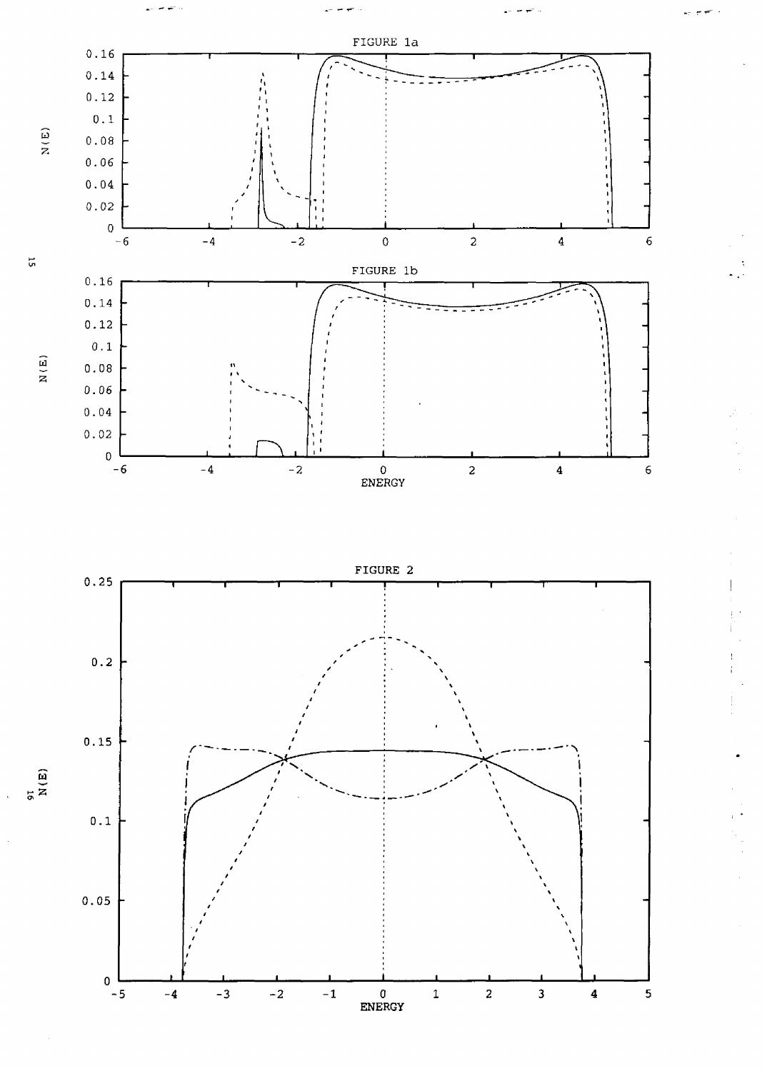FIGURE 1a

N(E)

0.16
0.14
0.12
0.1
0.08
0.06
0.04
0.02
0

-6 -4 -2 0 2 4 6

FIGURE 1b

N(E)

0.16
0.14
0.12
0.1
0.08
0.06
0.04
0.02
0

-6 -4 -2 0 2 4 6

ENERGY

FIGURE 2

N(E)

0.25
0.2
0.15
0.1
0.05
0

-5 -4 -3 -2 -1 0 1 2 3 4 5

ENERGY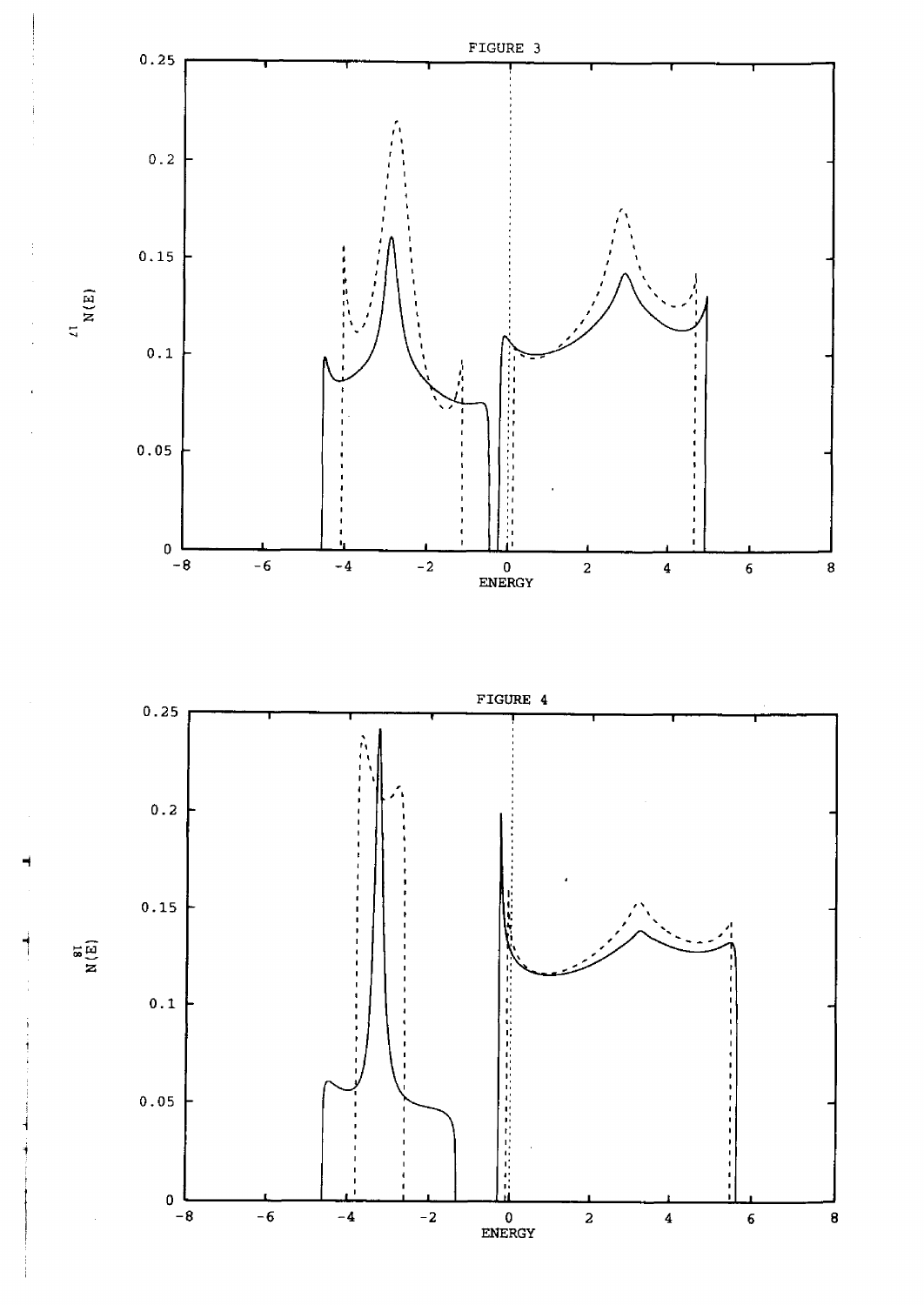FIGURE 3

FIGURE 4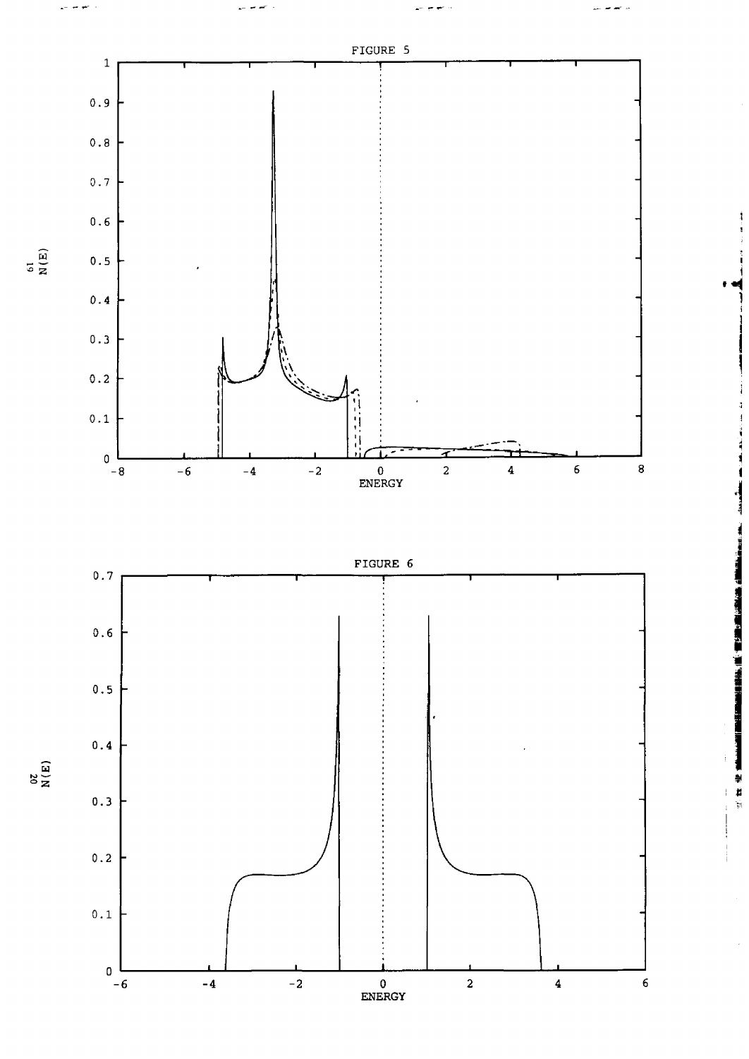FIGURE 5

1
0.9
0.8
0.7
0.6
0.5
0.4
0.3
0.2
0.1
0

-8 -6 -4 -2 0 2 4 6 8

ENERGY

N(E)

19

FIGURE 6

0.7
0.6
0.5
0.4
0.3
0.2
0.1
0

-6 -4 -2 0 2 4 6

ENERGY

N(E)

20